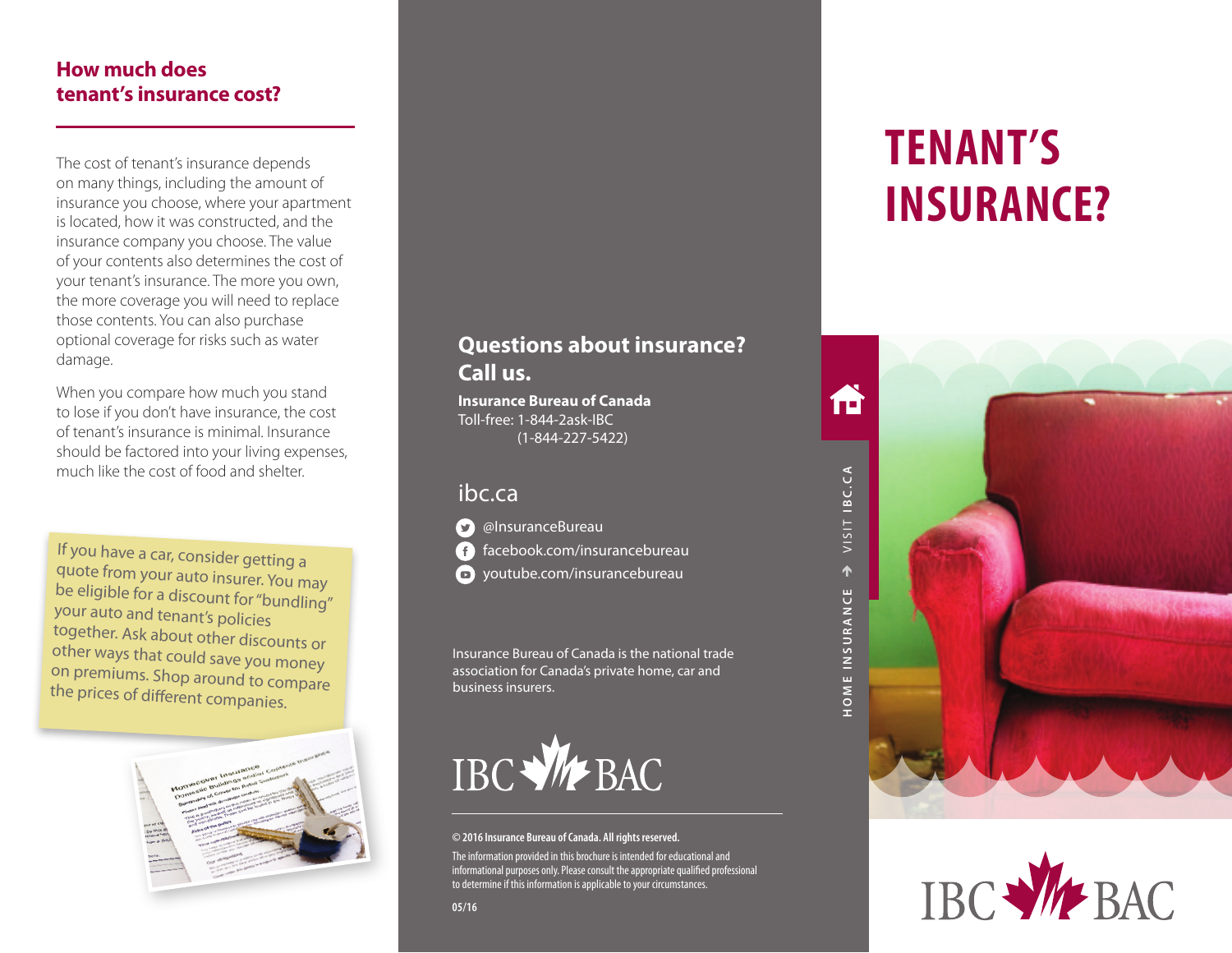## How much does tenant's insurance cost?

The cost of tenant's insurance depends on many things, including the amount of insurance you choose, where your apartment is located, how it was constructed, and the insurance company you choose. The value of your contents also determines the cost of your tenant's insurance. The more you own, the more coverage you will need to replace those contents. You can also purchase optional coverage for risks such as water damage.

When you compare how much you stand to lose if you don't have insurance, the cost of tenant's insurance is minimal. Insurance should be factored into your living expenses, much like the cost of food and shelter.

If you have a car, consider getting a quote from your auto insurer. You may be eligible for a discount for "bundling" your auto and tenant's policies together. Ask about other discounts or other ways that could save you money on premiums. Shop around to compare the prices of different companies.

## Questions about insurance? Call us.

**Insurance Bureau of Canada**
Toll-free: 1-844-2ask-IBC
(1-844-227-5422)

ibc.ca

@InsuranceBureau
facebook.com/insurancebureau
youtube.com/insurancebureau

Insurance Bureau of Canada is the national trade association for Canada's private home, car and business insurers.

IBC BAC

**© 2016 Insurance Bureau of Canada. All rights reserved.**

The information provided in this brochure is intended for educational and informational purposes only. Please consult the appropriate qualified professional to determine if this information is applicable to your circumstances.

**05/16**

# TENANT'S INSURANCE?

HOME INSURANCE → VISIT IBC.CA

IBC BAC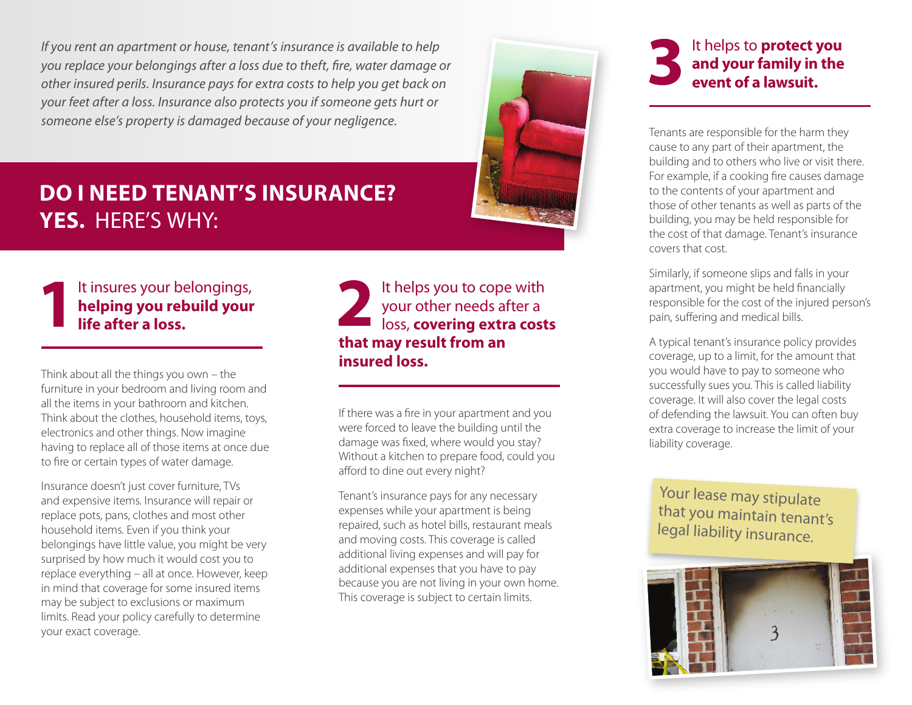*If you rent an apartment or house, tenant's insurance is available to help you replace your belongings after a loss due to theft, fire, water damage or other insured perils. Insurance pays for extra costs to help you get back on your feet after a loss. Insurance also protects you if someone gets hurt or someone else's property is damaged because of your negligence.*

## DO I NEED TENANT'S INSURANCE? YES. HERE'S WHY:

### 1 It insures your belongings, **helping you rebuild your life after a loss.**

Think about all the things you own – the furniture in your bedroom and living room and all the items in your bathroom and kitchen. Think about the clothes, household items, toys, electronics and other things. Now imagine having to replace all of those items at once due to fire or certain types of water damage.

Insurance doesn't just cover furniture, TVs and expensive items. Insurance will repair or replace pots, pans, clothes and most other household items. Even if you think your belongings have little value, you might be very surprised by how much it would cost you to replace everything – all at once. However, keep in mind that coverage for some insured items may be subject to exclusions or maximum limits. Read your policy carefully to determine your exact coverage.

### 2 It helps you to cope with your other needs after a loss, **covering extra costs that may result from an insured loss.**

If there was a fire in your apartment and you were forced to leave the building until the damage was fixed, where would you stay? Without a kitchen to prepare food, could you afford to dine out every night?

Tenant's insurance pays for any necessary expenses while your apartment is being repaired, such as hotel bills, restaurant meals and moving costs. This coverage is called additional living expenses and will pay for additional expenses that you have to pay because you are not living in your own home. This coverage is subject to certain limits.

### 3 It helps to **protect you and your family in the event of a lawsuit.**

Tenants are responsible for the harm they cause to any part of their apartment, the building and to others who live or visit there. For example, if a cooking fire causes damage to the contents of your apartment and those of other tenants as well as parts of the building, you may be held responsible for the cost of that damage. Tenant's insurance covers that cost.

Similarly, if someone slips and falls in your apartment, you might be held financially responsible for the cost of the injured person's pain, suffering and medical bills.

A typical tenant's insurance policy provides coverage, up to a limit, for the amount that you would have to pay to someone who successfully sues you. This is called liability coverage. It will also cover the legal costs of defending the lawsuit. You can often buy extra coverage to increase the limit of your liability coverage.

Your lease may stipulate that you maintain tenant's legal liability insurance.